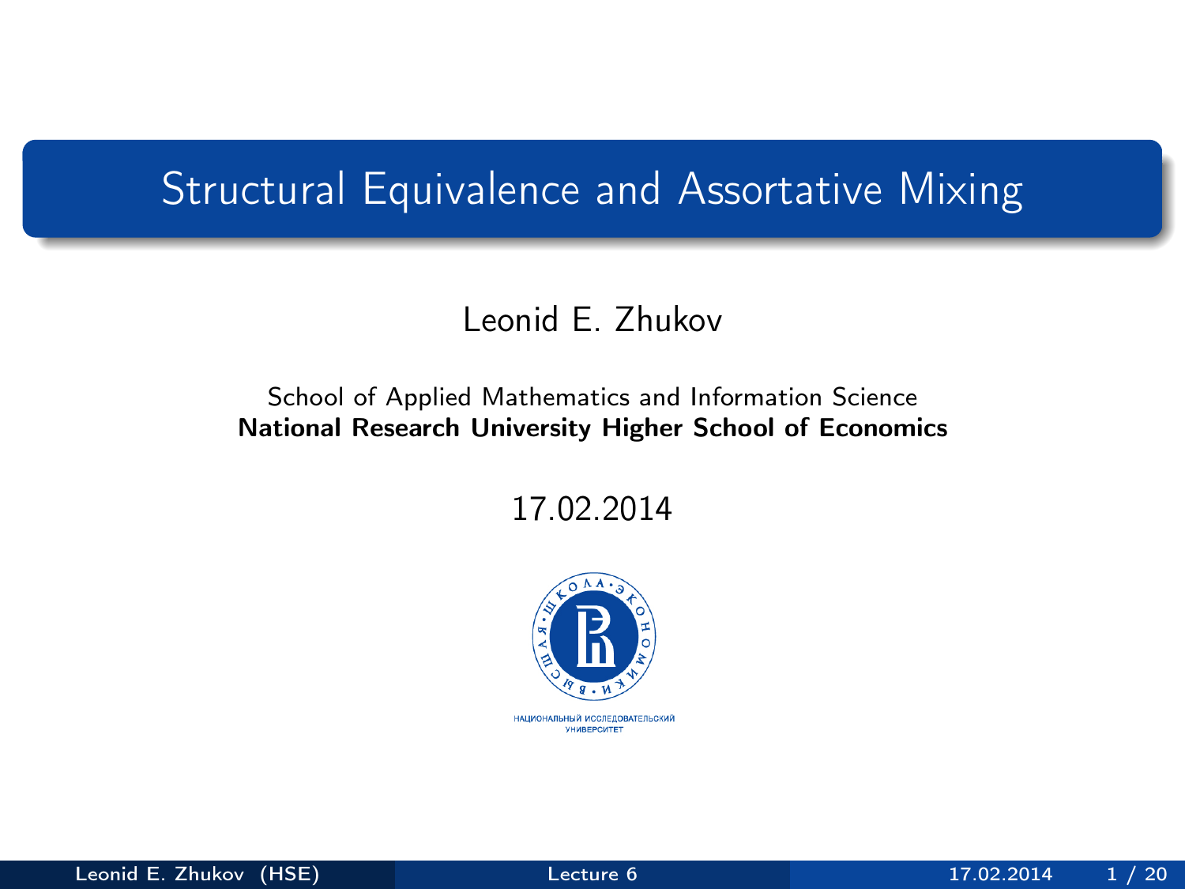# Structural Equivalence and Assortative Mixing

Leonid E. Zhukov

School of Applied Mathematics and Information Science
**National Research University Higher School of Economics**

17.02.2014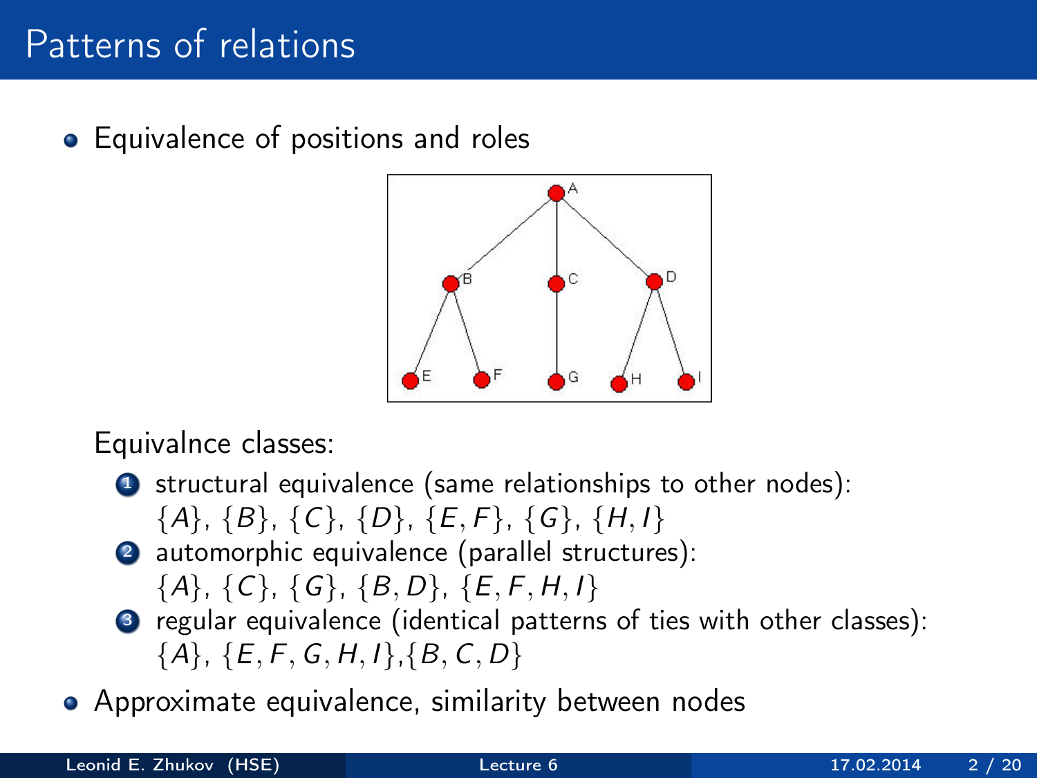# Patterns of relations

- Equivalence of positions and roles

Equivalnce classes:

1. structural equivalence (same relationships to other nodes): $\{A\}$, $\{B\}$, $\{C\}$, $\{D\}$, $\{E, F\}$, $\{G\}$, $\{H, I\}$
2. automorphic equivalence (parallel structures): $\{A\}$, $\{C\}$, $\{G\}$, $\{B, D\}$, $\{E, F, H, I\}$
3. regular equivalence (identical patterns of ties with other classes): $\{A\}$, $\{E, F, G, H, I\}$,$\{B, C, D\}$

- Approximate equivalence, similarity between nodes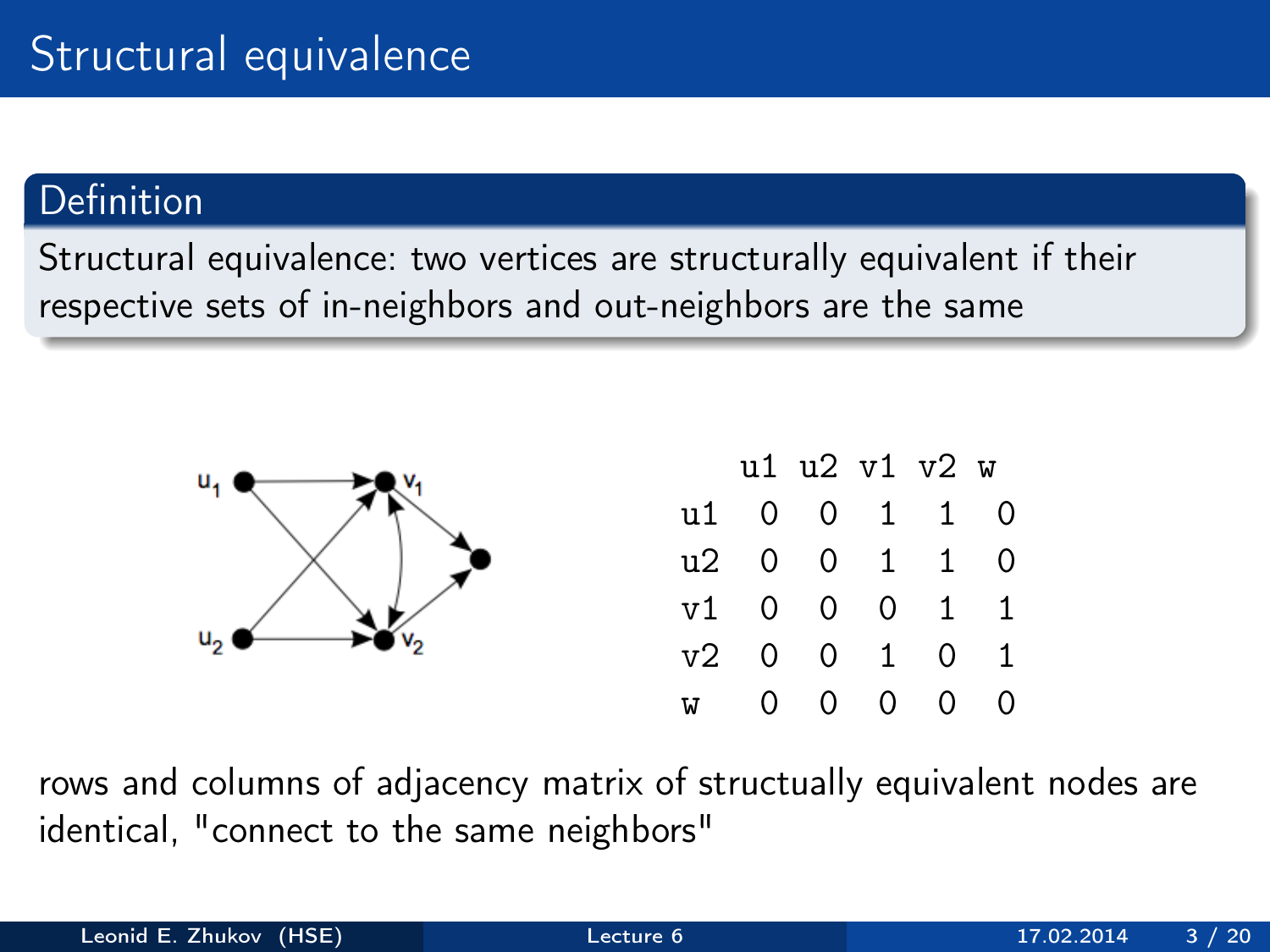# Structural equivalence

**Definition**

Structural equivalence: two vertices are structurally equivalent if their respective sets of in-neighbors and out-neighbors are the same

| | u1 | u2 | v1 | v2 | w |
|---|---|---|---|---|---|
| u1 | 0 | 0 | 1 | 1 | 0 |
| u2 | 0 | 0 | 1 | 1 | 0 |
| v1 | 0 | 0 | 0 | 1 | 1 |
| v2 | 0 | 0 | 1 | 0 | 1 |
| w | 0 | 0 | 0 | 0 | 0 |

rows and columns of adjacency matrix of structually equivalent nodes are identical, "connect to the same neighbors"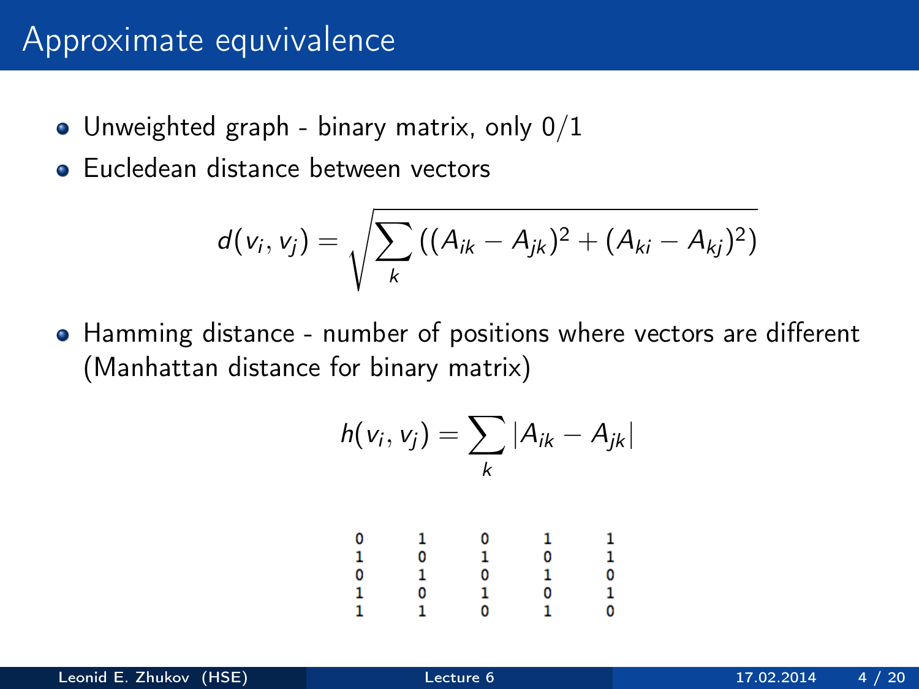# Approximate equvivalence

- Unweighted graph - binary matrix, only 0/1
- Eucledean distance between vectors

$$d(v_i, v_j) = \sqrt{\sum_k \left((A_{ik} - A_{jk})^2 + (A_{ki} - A_{kj})^2\right)}$$

- Hamming distance - number of positions where vectors are different (Manhattan distance for binary matrix)

$$h(v_i, v_j) = \sum_k |A_{ik} - A_{jk}|$$

```
0   1   0   1   1
1   0   1   0   1
0   1   0   1   0
1   0   1   0   1
1   1   0   1   0
```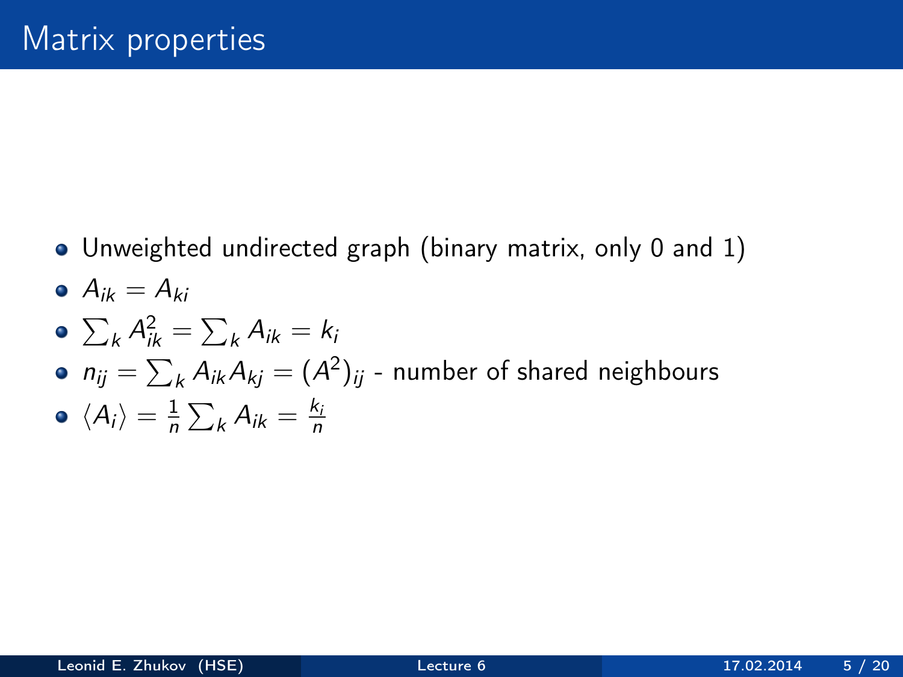# Matrix properties

- Unweighted undirected graph (binary matrix, only 0 and 1)
- $A_{ik} = A_{ki}$
- $\sum_k A_{ik}^2 = \sum_k A_{ik} = k_i$
- $n_{ij} = \sum_k A_{ik} A_{kj} = (A^2)_{ij}$ - number of shared neighbours
- $\langle A_i \rangle = \frac{1}{n} \sum_k A_{ik} = \frac{k_i}{n}$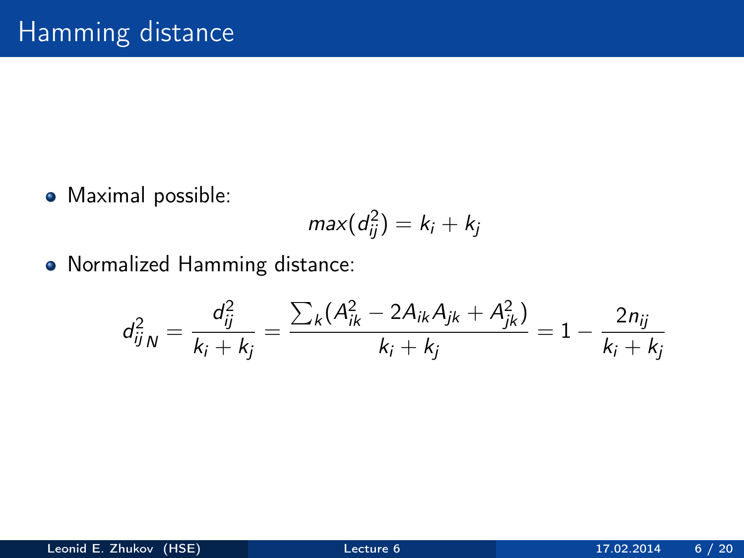# Hamming distance

- Maximal possible:

$$max(d_{ij}^2) = k_i + k_j$$

- Normalized Hamming distance:

$$d_{ij}^2{}_N = \frac{d_{ij}^2}{k_i + k_j} = \frac{\sum_k (A_{ik}^2 - 2A_{ik}A_{jk} + A_{jk}^2)}{k_i + k_j} = 1 - \frac{2n_{ij}}{k_i + k_j}$$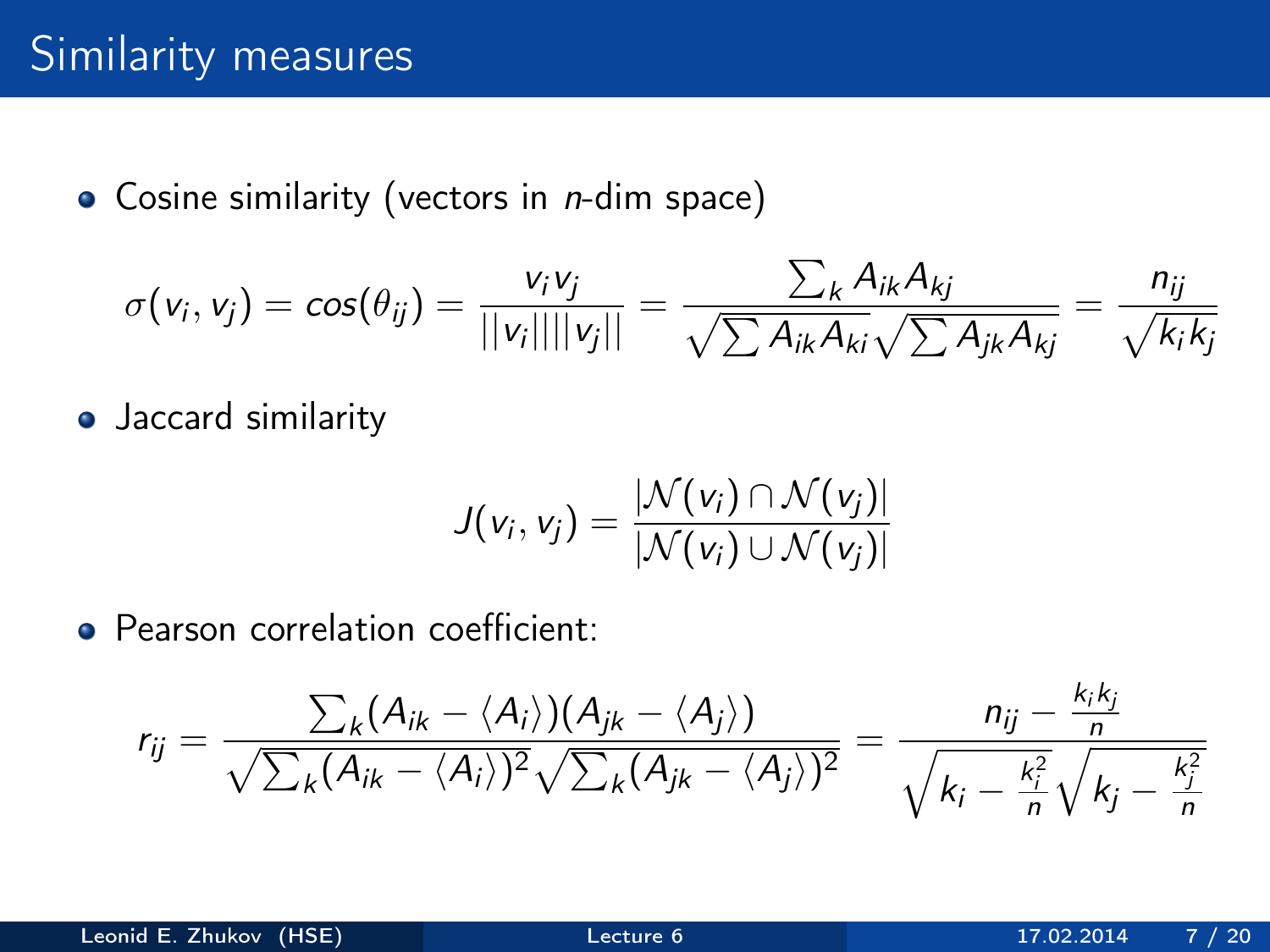# Similarity measures

- Cosine similarity (vectors in $n$-dim space)

$$\sigma(v_i, v_j) = cos(\theta_{ij}) = \frac{v_i v_j}{||v_i|| ||v_j||} = \frac{\sum_k A_{ik} A_{kj}}{\sqrt{\sum A_{ik} A_{ki}} \sqrt{\sum A_{jk} A_{kj}}} = \frac{n_{ij}}{\sqrt{k_i k_j}}$$

- Jaccard similarity

$$J(v_i, v_j) = \frac{|\mathcal{N}(v_i) \cap \mathcal{N}(v_j)|}{|\mathcal{N}(v_i) \cup \mathcal{N}(v_j)|}$$

- Pearson correlation coefficient:

$$r_{ij} = \frac{\sum_k (A_{ik} - \langle A_i \rangle)(A_{jk} - \langle A_j \rangle)}{\sqrt{\sum_k (A_{ik} - \langle A_i \rangle)^2} \sqrt{\sum_k (A_{jk} - \langle A_j \rangle)^2}} = \frac{n_{ij} - \frac{k_i k_j}{n}}{\sqrt{k_i - \frac{k_i^2}{n}} \sqrt{k_j - \frac{k_j^2}{n}}}$$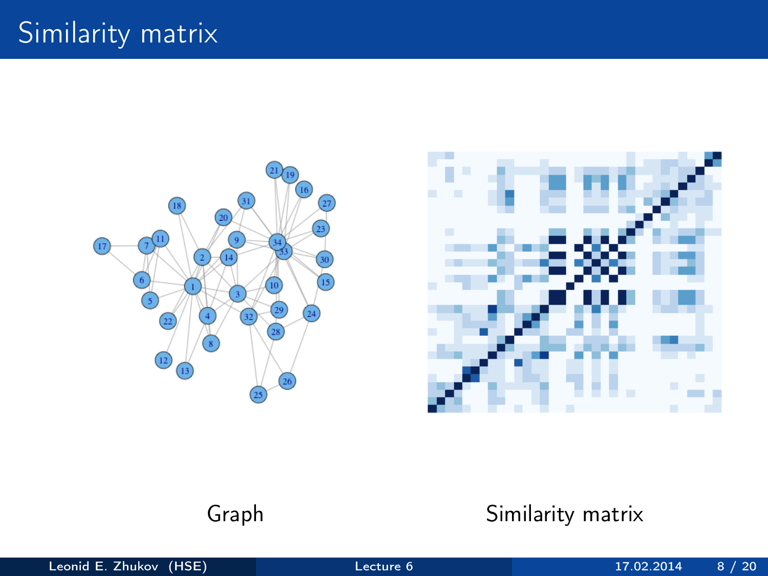# Similarity matrix

Graph

Similarity matrix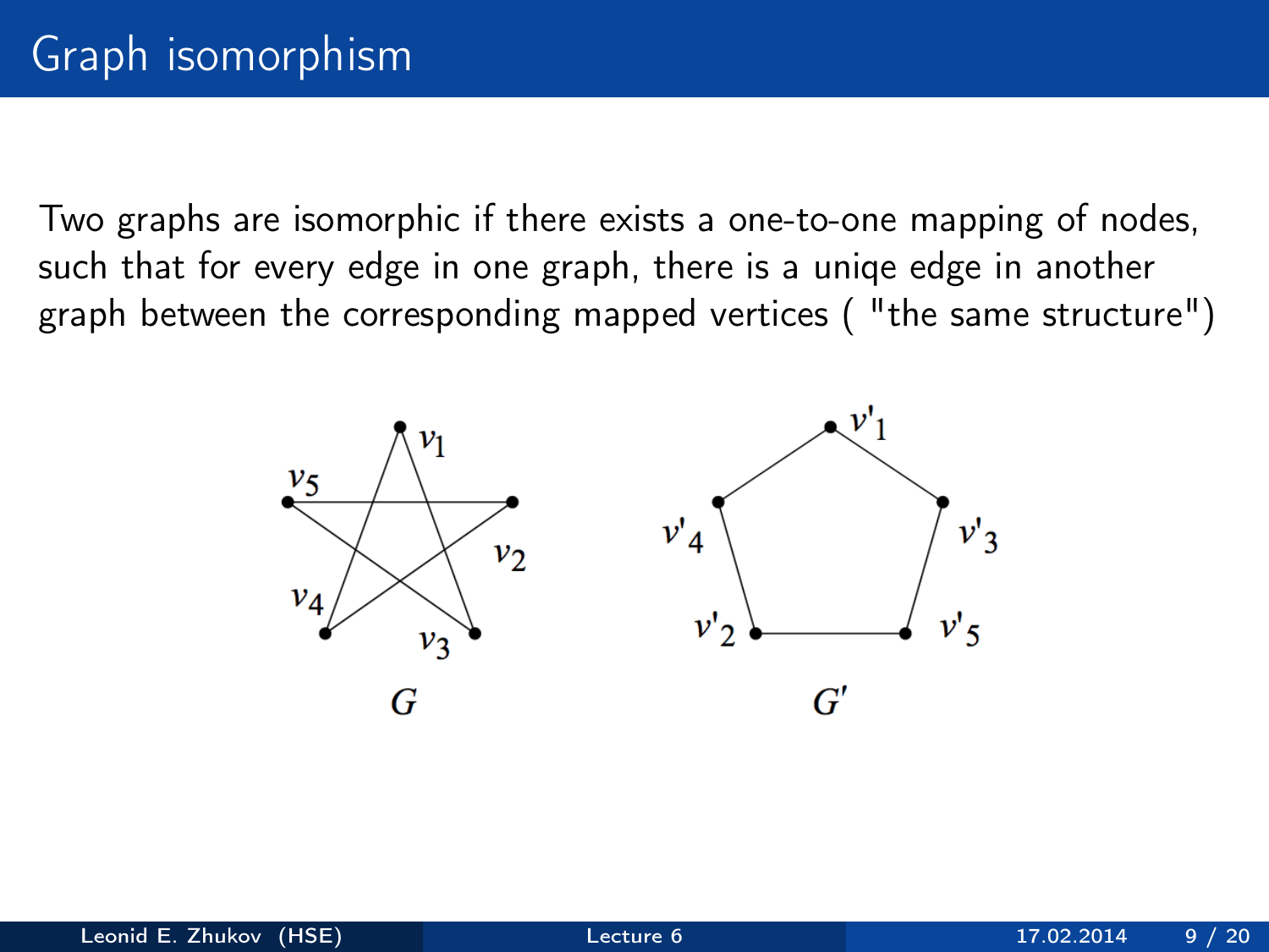# Graph isomorphism

Two graphs are isomorphic if there exists a one-to-one mapping of nodes, such that for every edge in one graph, there is a uniqe edge in another graph between the corresponding mapped vertices ( "the same structure")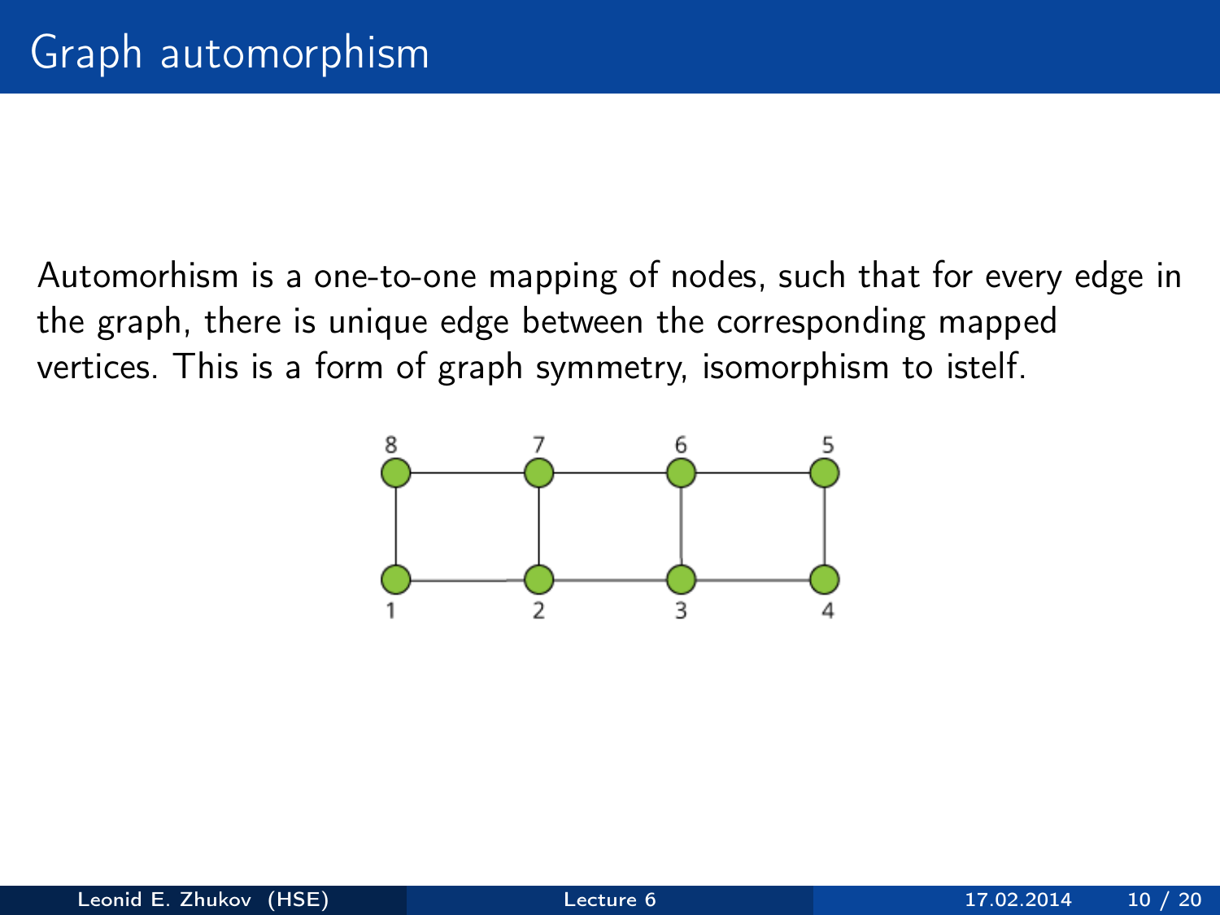# Graph automorphism

Automorhism is a one-to-one mapping of nodes, such that for every edge in the graph, there is unique edge between the corresponding mapped vertices. This is a form of graph symmetry, isomorphism to istelf.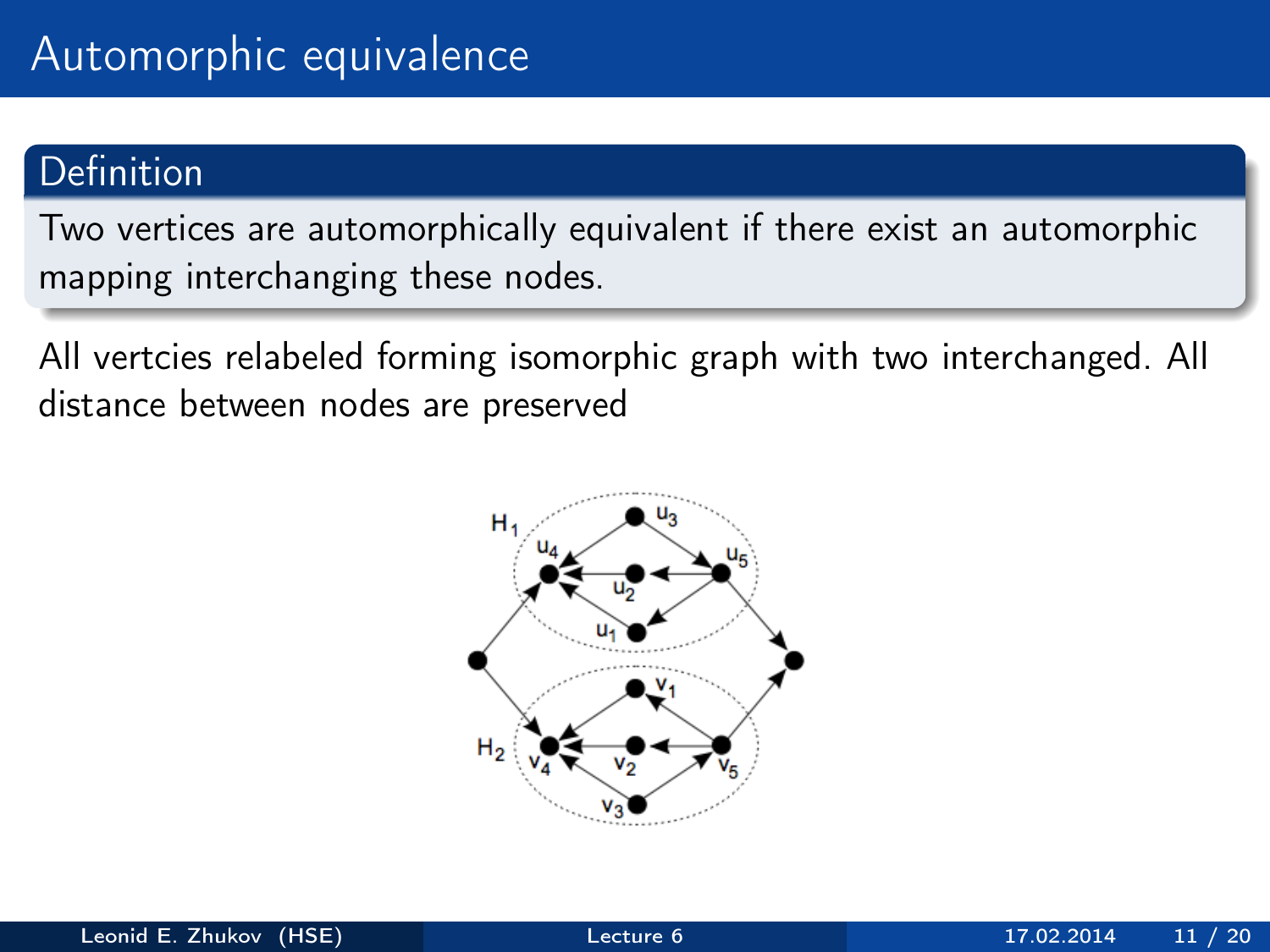# Automorphic equivalence

## Definition

Two vertices are automorphically equivalent if there exist an automorphic mapping interchanging these nodes.

All vertcies relabeled forming isomorphic graph with two interchanged. All distance between nodes are preserved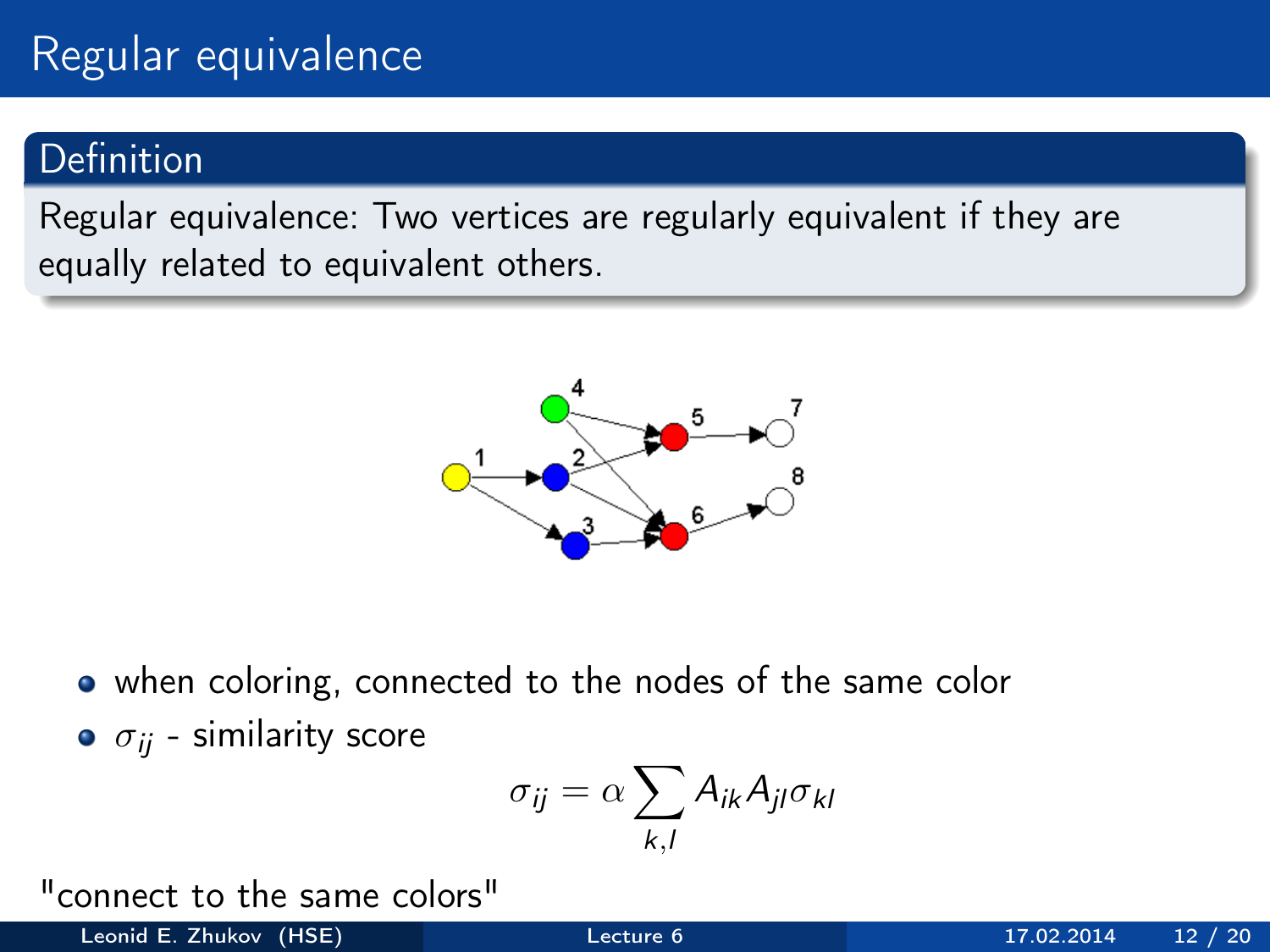# Regular equivalence

## Definition

Regular equivalence: Two vertices are regularly equivalent if they are equally related to equivalent others.

- when coloring, connected to the nodes of the same color
- $\sigma_{ij}$ - similarity score

$$\sigma_{ij} = \alpha \sum_{k,l} A_{ik} A_{jl} \sigma_{kl}$$

"connect to the same colors"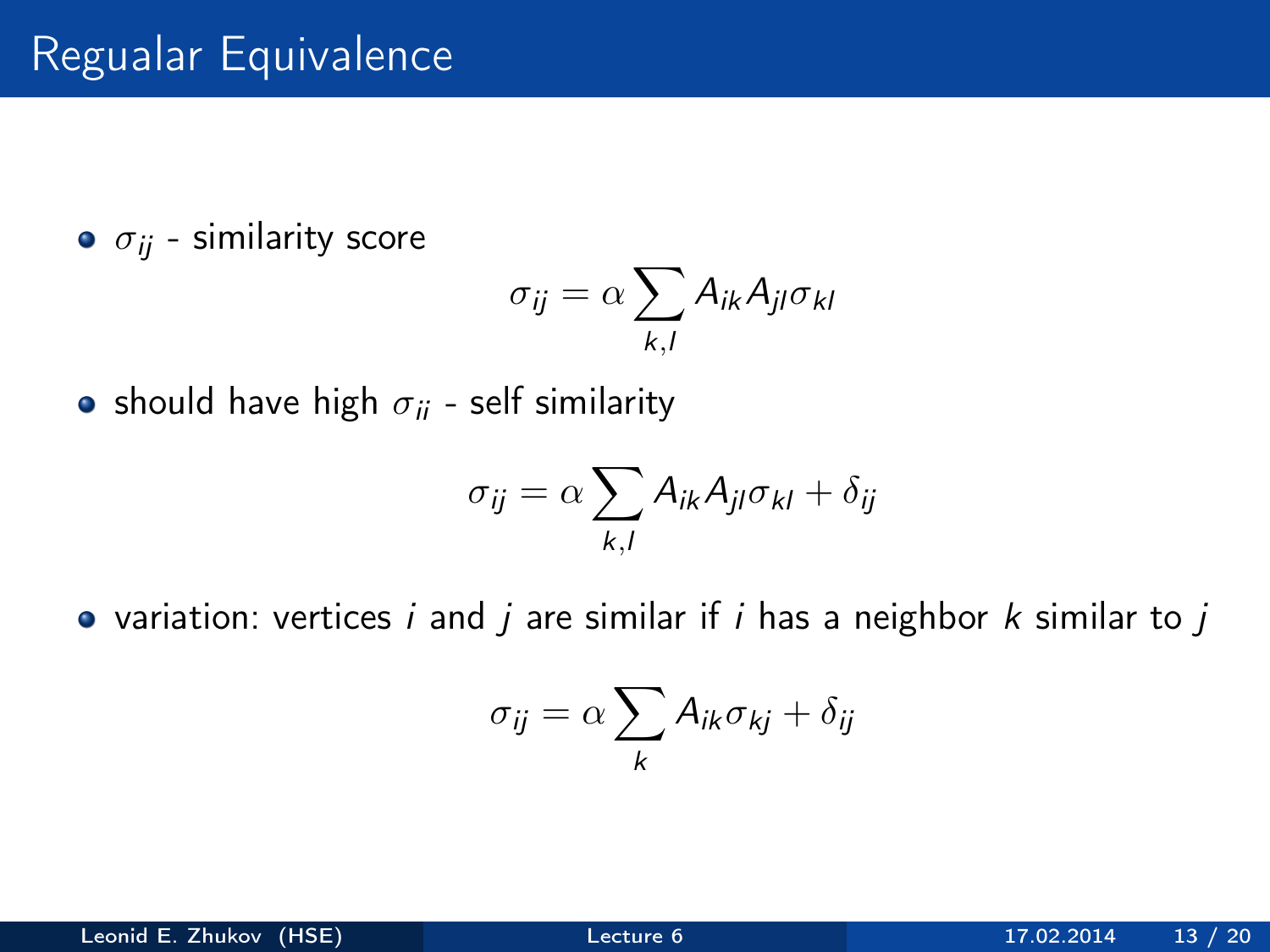# Regualar Equivalence

- $\sigma_{ij}$ - similarity score

$$\sigma_{ij} = \alpha \sum_{k,l} A_{ik} A_{jl} \sigma_{kl}$$

- should have high $\sigma_{ii}$ - self similarity

$$\sigma_{ij} = \alpha \sum_{k,l} A_{ik} A_{jl} \sigma_{kl} + \delta_{ij}$$

- variation: vertices $i$ and $j$ are similar if $i$ has a neighbor $k$ similar to $j$

$$\sigma_{ij} = \alpha \sum_{k} A_{ik} \sigma_{kj} + \delta_{ij}$$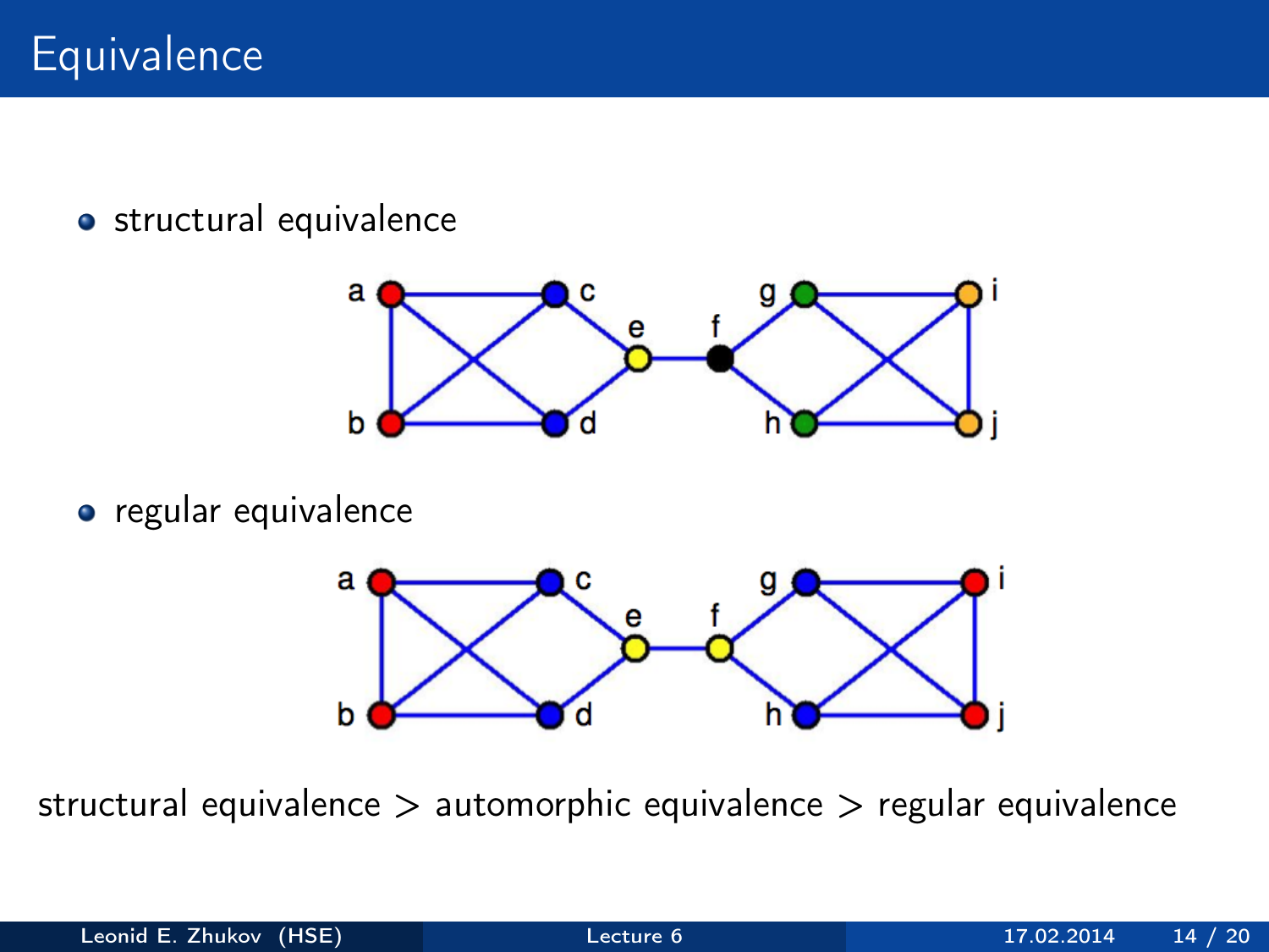# Equivalence

- structural equivalence
- regular equivalence

structural equivalence > automorphic equivalence > regular equivalence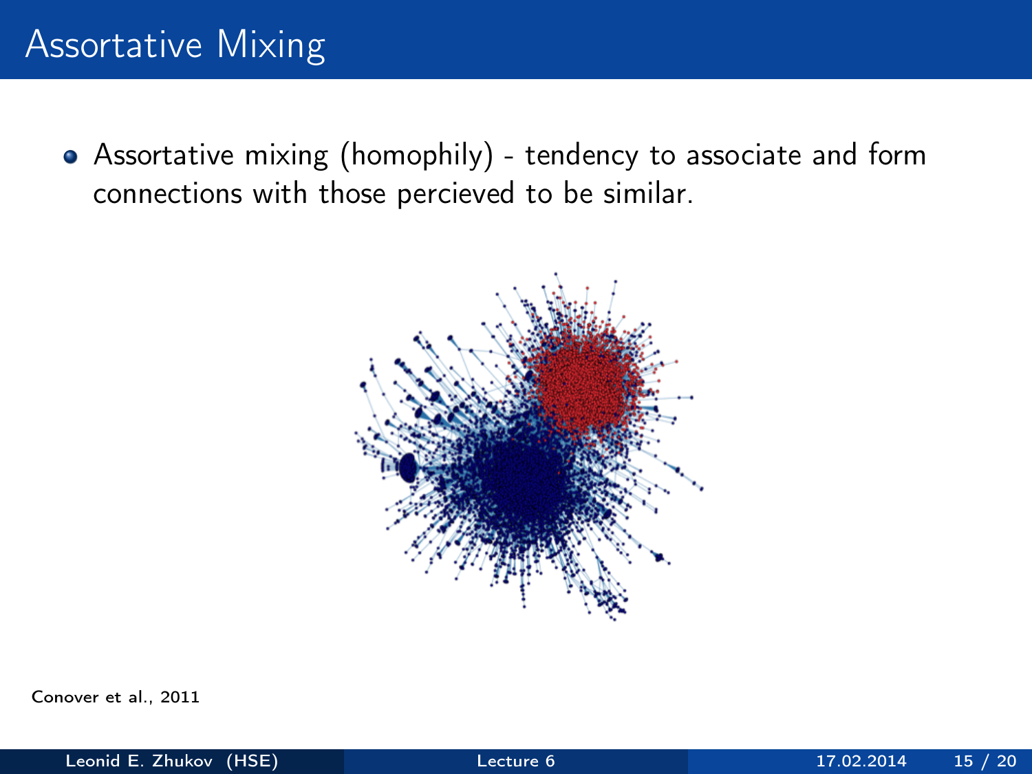# Assortative Mixing

- Assortative mixing (homophily) - tendency to associate and form connections with those percieved to be similar.

Conover et al., 2011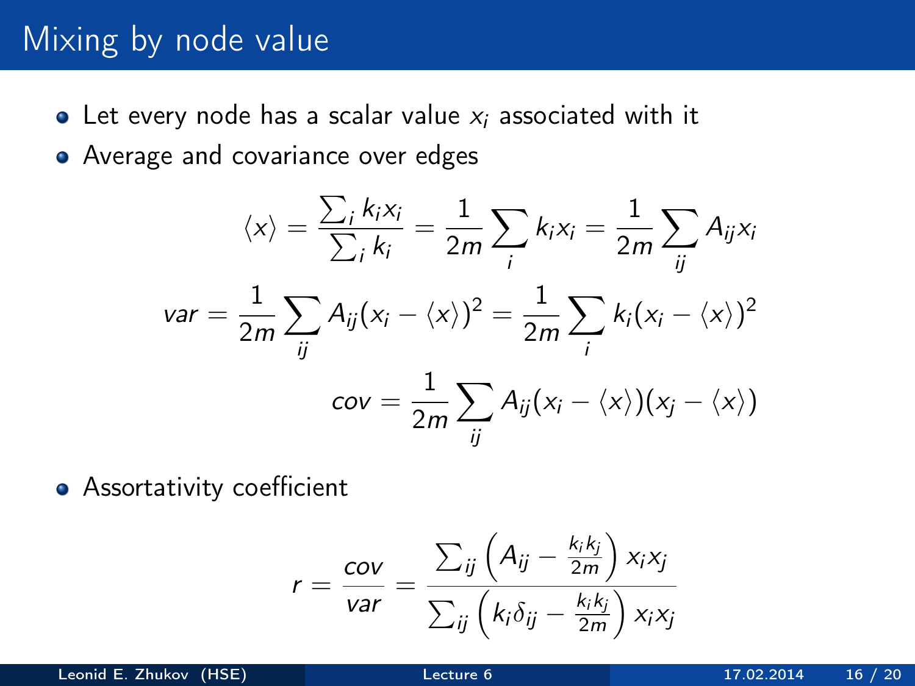# Mixing by node value

- Let every node has a scalar value $x_i$ associated with it
- Average and covariance over edges

$$\langle x \rangle = \frac{\sum_i k_i x_i}{\sum_i k_i} = \frac{1}{2m} \sum_i k_i x_i = \frac{1}{2m} \sum_{ij} A_{ij} x_i$$

$$var = \frac{1}{2m} \sum_{ij} A_{ij} (x_i - \langle x \rangle)^2 = \frac{1}{2m} \sum_i k_i (x_i - \langle x \rangle)^2$$

$$cov = \frac{1}{2m} \sum_{ij} A_{ij} (x_i - \langle x \rangle)(x_j - \langle x \rangle)$$

- Assortativity coefficient

$$r = \frac{cov}{var} = \frac{\sum_{ij} \left( A_{ij} - \frac{k_i k_j}{2m} \right) x_i x_j}{\sum_{ij} \left( k_i \delta_{ij} - \frac{k_i k_j}{2m} \right) x_i x_j}$$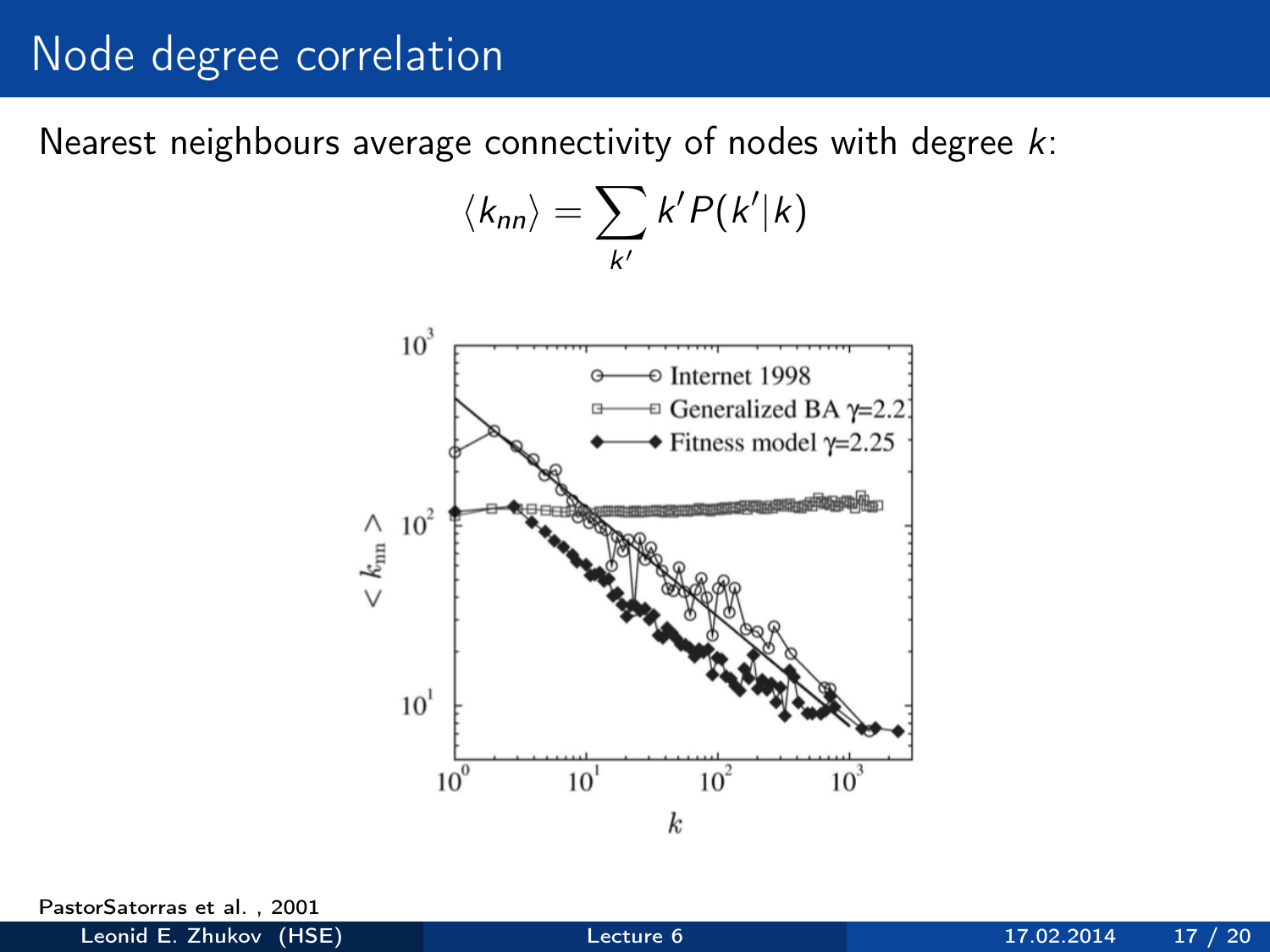# Node degree correlation

Nearest neighbours average connectivity of nodes with degree $k$:

$$\langle k_{nn} \rangle = \sum_{k'} k' P(k'|k)$$

PastorSatorras et al. , 2001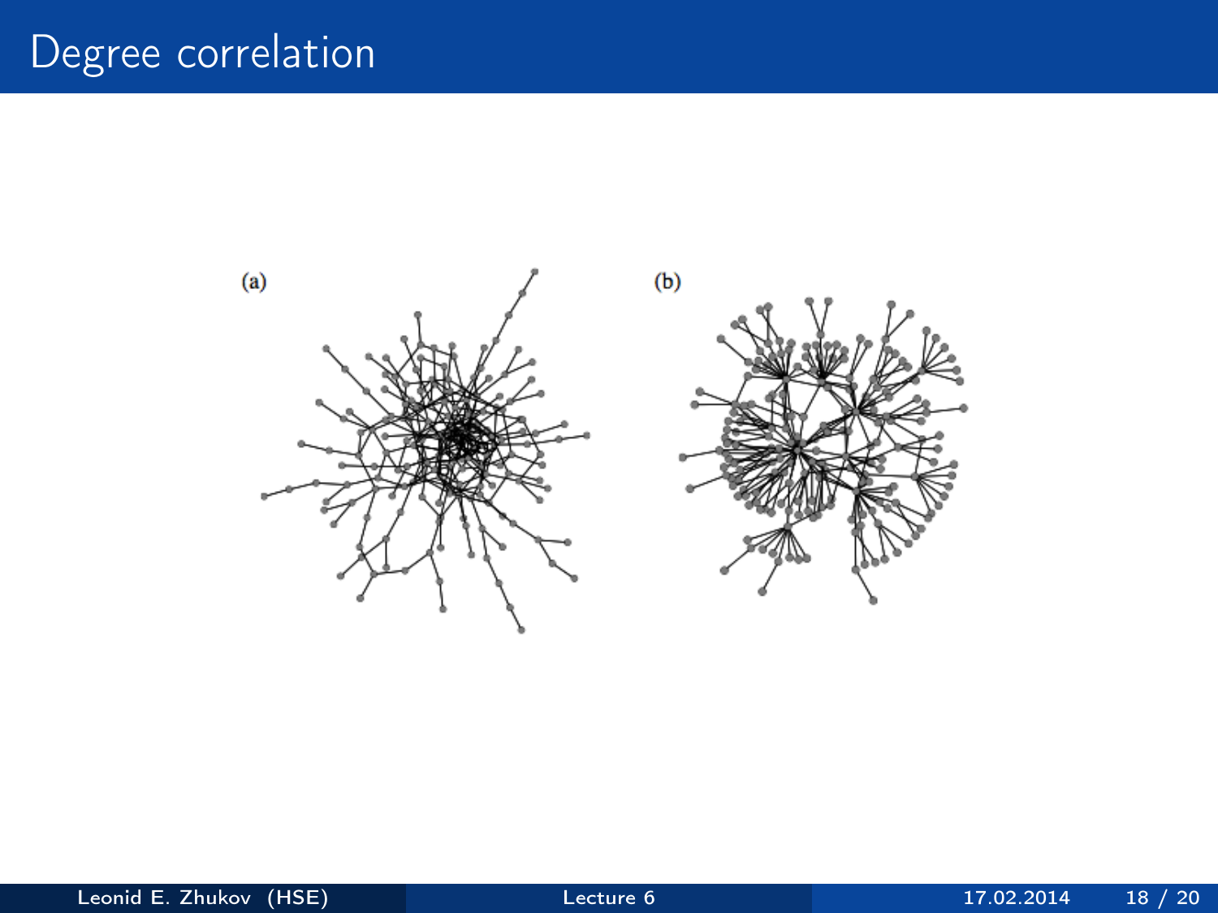# Degree correction

(a)

(b)

# Degree correlation

(a)

(b)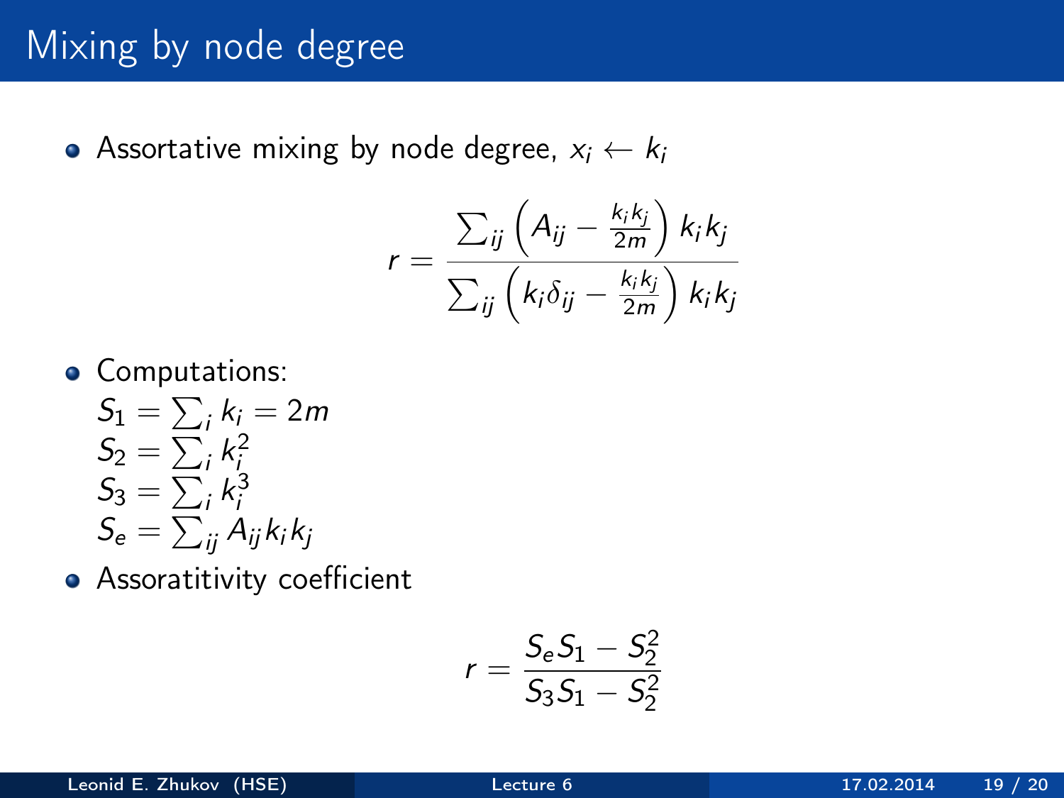# Mixing by node degree

- Assortative mixing by node degree, $x_i \leftarrow k_i$

$$r = \frac{\sum_{ij} \left( A_{ij} - \frac{k_i k_j}{2m} \right) k_i k_j}{\sum_{ij} \left( k_i \delta_{ij} - \frac{k_i k_j}{2m} \right) k_i k_j}$$

- Computations:
  $S_1 = \sum_i k_i = 2m$
  $S_2 = \sum_i k_i^2$
  $S_3 = \sum_i k_i^3$
  $S_e = \sum_{ij} A_{ij} k_i k_j$
- Assoratitivity coefficient

$$r = \frac{S_e S_1 - S_2^2}{S_3 S_1 - S_2^2}$$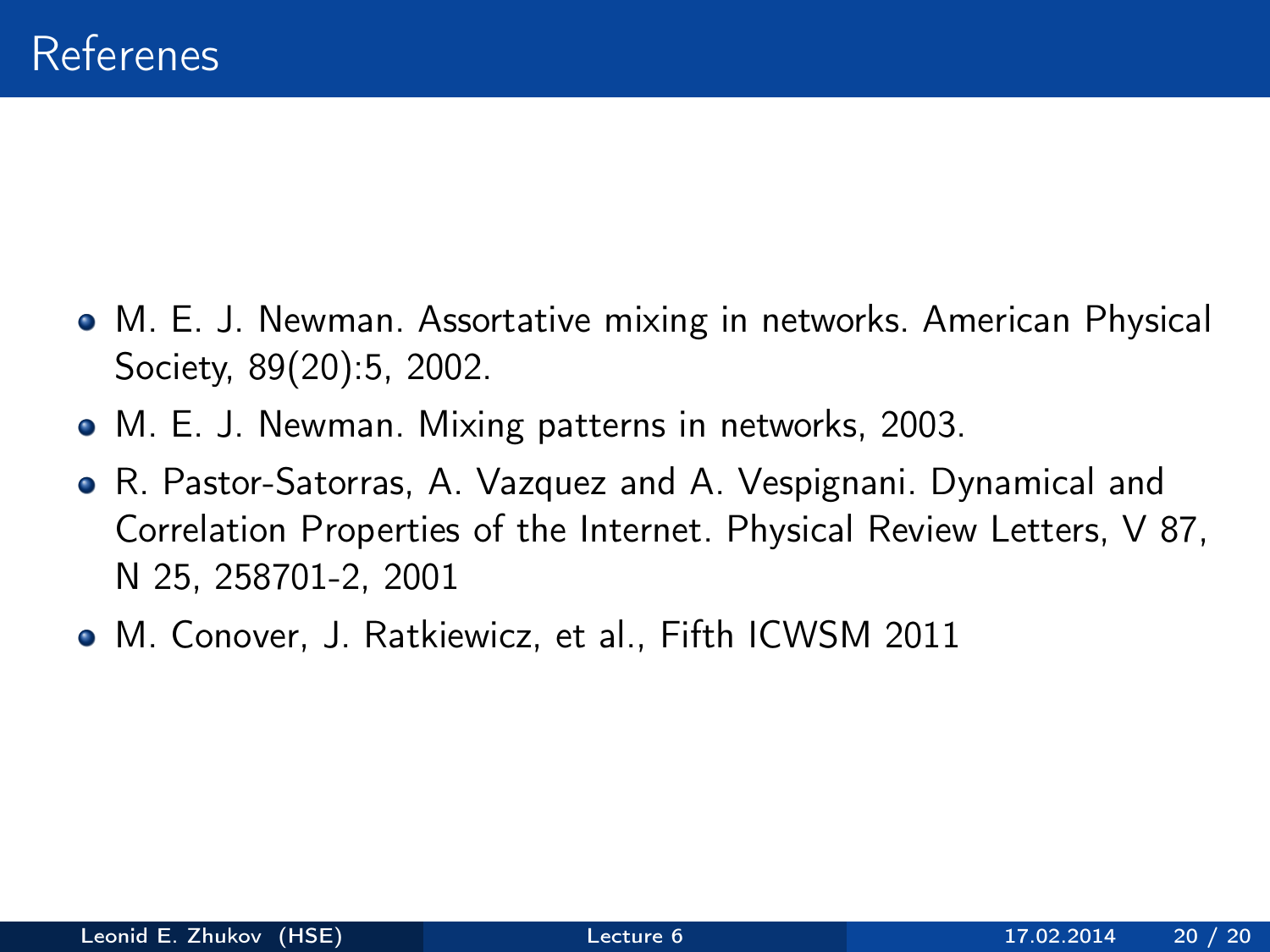# Referenes

- M. E. J. Newman. Assortative mixing in networks. American Physical Society, 89(20):5, 2002.
- M. E. J. Newman. Mixing patterns in networks, 2003.
- R. Pastor-Satorras, A. Vazquez and A. Vespignani. Dynamical and Correlation Properties of the Internet. Physical Review Letters, V 87, N 25, 258701-2, 2001
- M. Conover, J. Ratkiewicz, et al., Fifth ICWSM 2011